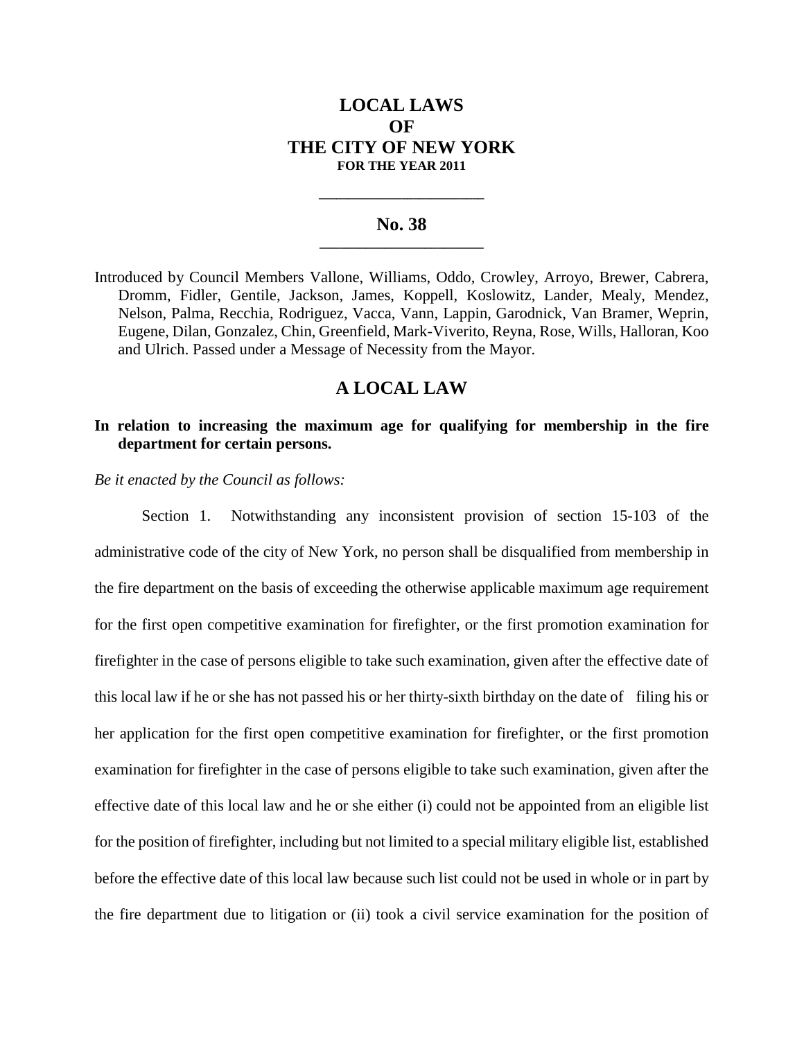# LOCAL LAWS OF THE CITY OF NEW YORK

**FOR THE YEAR 2011**

---

## No. 38

---

Introduced by Council Members Vallone, Williams, Oddo, Crowley, Arroyo, Brewer, Cabrera, Dromm, Fidler, Gentile, Jackson, James, Koppell, Koslowitz, Lander, Mealy, Mendez, Nelson, Palma, Recchia, Rodriguez, Vacca, Vann, Lappin, Garodnick, Van Bramer, Weprin, Eugene, Dilan, Gonzalez, Chin, Greenfield, Mark-Viverito, Reyna, Rose, Wills, Halloran, Koo and Ulrich. Passed under a Message of Necessity from the Mayor.

## A LOCAL LAW

**In relation to increasing the maximum age for qualifying for membership in the fire department for certain persons.**

*Be it enacted by the Council as follows:*

Section 1. Notwithstanding any inconsistent provision of section 15-103 of the administrative code of the city of New York, no person shall be disqualified from membership in the fire department on the basis of exceeding the otherwise applicable maximum age requirement for the first open competitive examination for firefighter, or the first promotion examination for firefighter in the case of persons eligible to take such examination, given after the effective date of this local law if he or she has not passed his or her thirty-sixth birthday on the date of filing his or her application for the first open competitive examination for firefighter, or the first promotion examination for firefighter in the case of persons eligible to take such examination, given after the effective date of this local law and he or she either (i) could not be appointed from an eligible list for the position of firefighter, including but not limited to a special military eligible list, established before the effective date of this local law because such list could not be used in whole or in part by the fire department due to litigation or (ii) took a civil service examination for the position of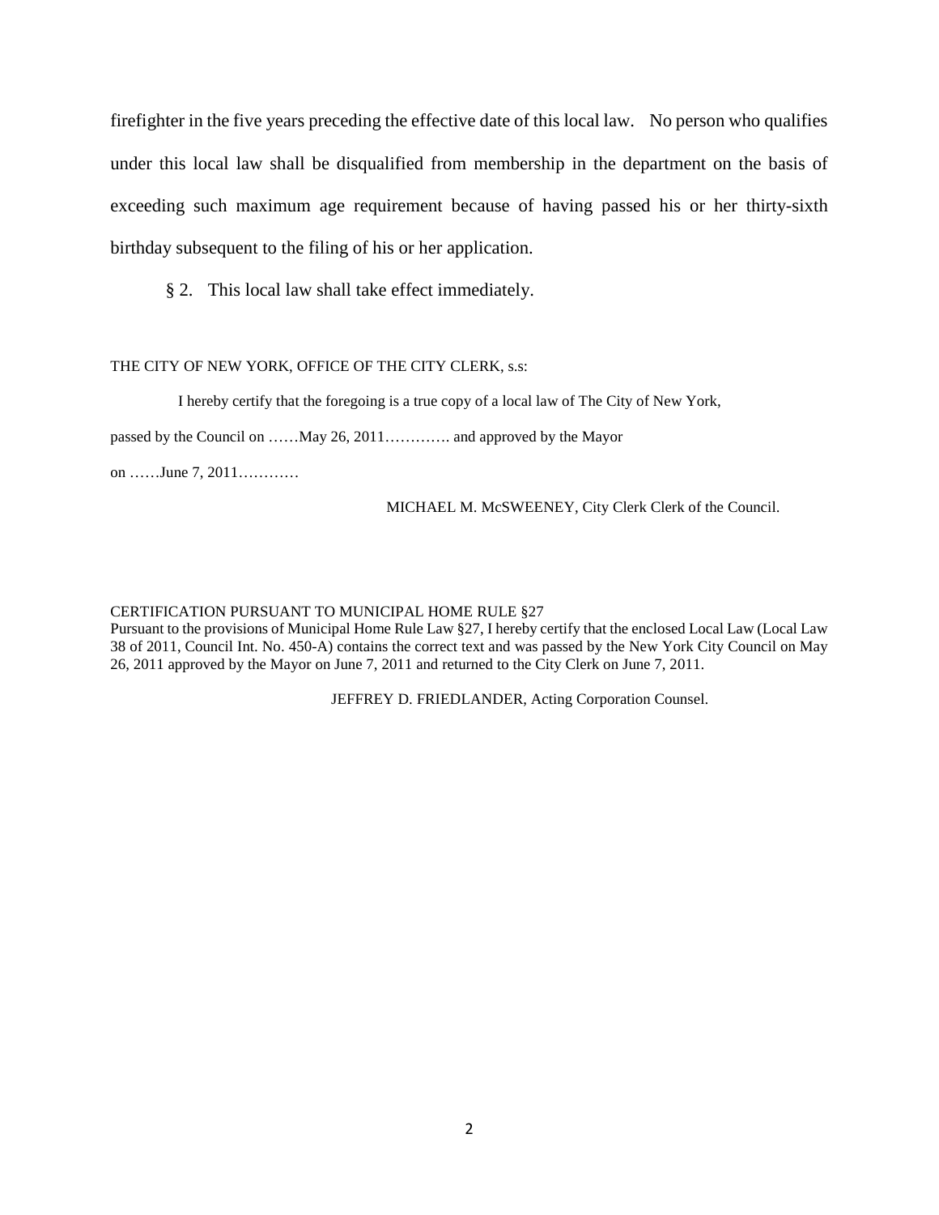firefighter in the five years preceding the effective date of this local law. No person who qualifies under this local law shall be disqualified from membership in the department on the basis of exceeding such maximum age requirement because of having passed his or her thirty-sixth birthday subsequent to the filing of his or her application.

§ 2. This local law shall take effect immediately.

THE CITY OF NEW YORK, OFFICE OF THE CITY CLERK, s.s:

I hereby certify that the foregoing is a true copy of a local law of The City of New York, passed by the Council on ……May 26, 2011…………. and approved by the Mayor on ……June 7, 2011…………

MICHAEL M. McSWEENEY, City Clerk Clerk of the Council.

CERTIFICATION PURSUANT TO MUNICIPAL HOME RULE §27

Pursuant to the provisions of Municipal Home Rule Law §27, I hereby certify that the enclosed Local Law (Local Law 38 of 2011, Council Int. No. 450-A) contains the correct text and was passed by the New York City Council on May 26, 2011 approved by the Mayor on June 7, 2011 and returned to the City Clerk on June 7, 2011.

JEFFREY D. FRIEDLANDER, Acting Corporation Counsel.